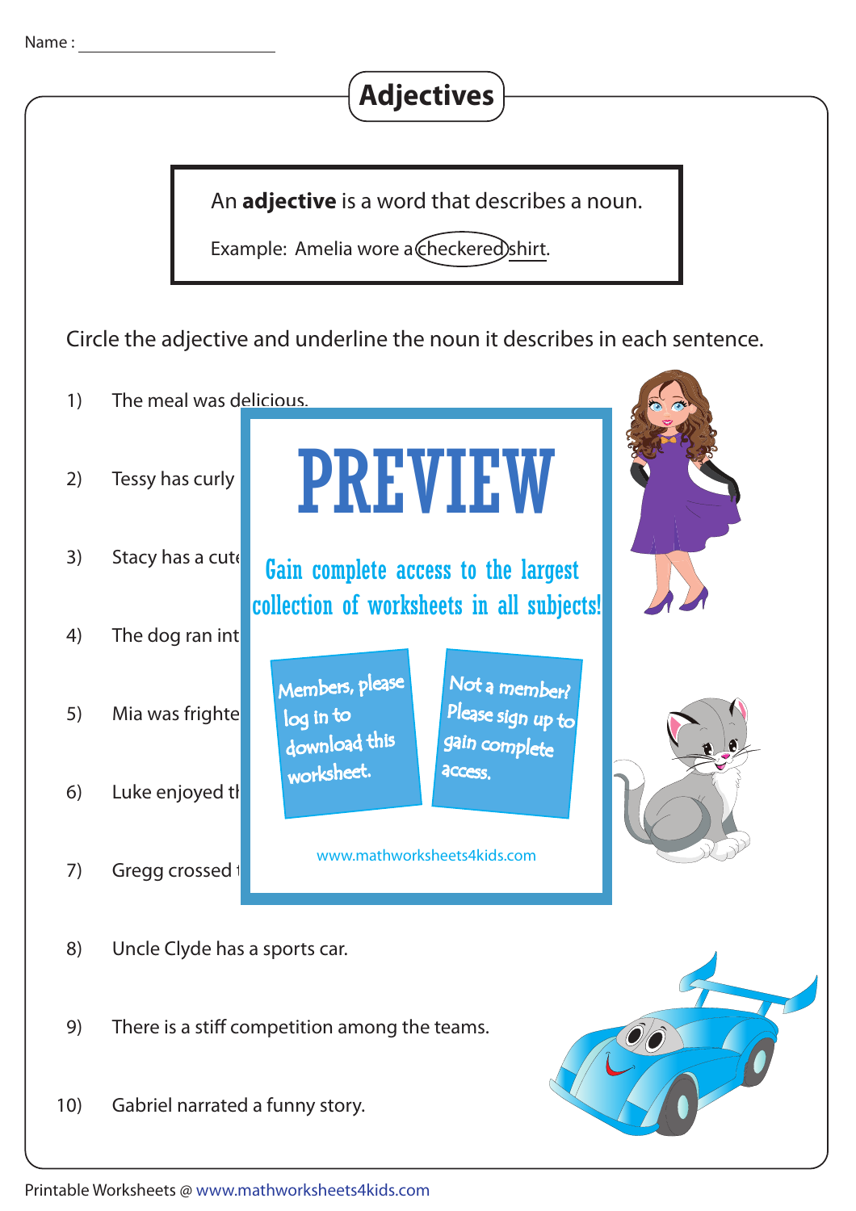Name : ____________________

# Adjectives

An **adjective** is a word that describes a noun.

Example: Amelia wore a checkered shirt.

Circle the adjective and underline the noun it describes in each sentence.

1) The meal was delicious.

2) Tessy has curly

3) Stacy has a cute

4) The dog ran int

5) Mia was frighte

6) Luke enjoyed th

7) Gregg crossed t

PREVIEW

Gain complete access to the largest collection of worksheets in all subjects!

Members, please log in to download this worksheet.

Not a member? Please sign up to gain complete access.

www.mathworksheets4kids.com

8) Uncle Clyde has a sports car.

9) There is a stiff competition among the teams.

10) Gabriel narrated a funny story.

Printable Worksheets @ www.mathworksheets4kids.com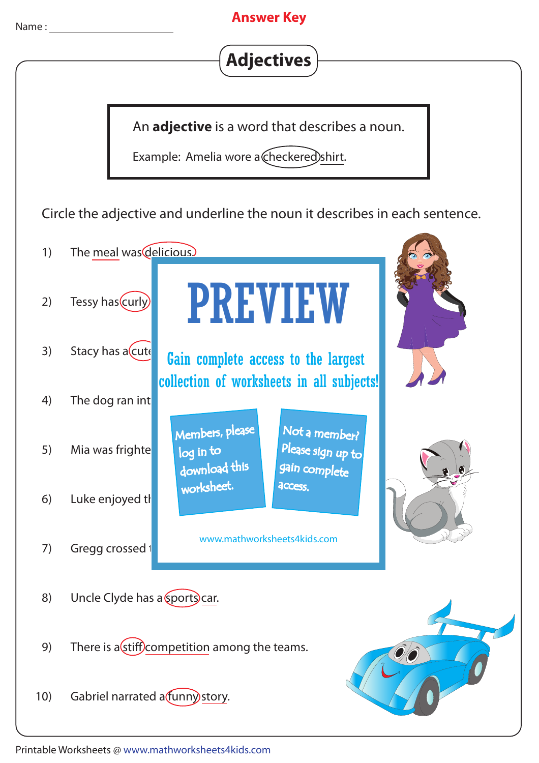Name :

**Answer Key**

# Adjectives

An **adjective** is a word that describes a noun.

Example: Amelia wore a checkered shirt.

Circle the adjective and underline the noun it describes in each sentence.

1) The meal was delicious.

2) Tessy has curly

3) Stacy has a cute

4) The dog ran int

5) Mia was frighte

6) Luke enjoyed th

7) Gregg crossed t

PREVIEW

Gain complete access to the largest collection of worksheets in all subjects!

Members, please log in to download this worksheet.

Not a member? Please sign up to gain complete access.

www.mathworksheets4kids.com

8) Uncle Clyde has a sports car.

9) There is a stiff competition among the teams.

10) Gabriel narrated a funny story.

Printable Worksheets @ www.mathworksheets4kids.com